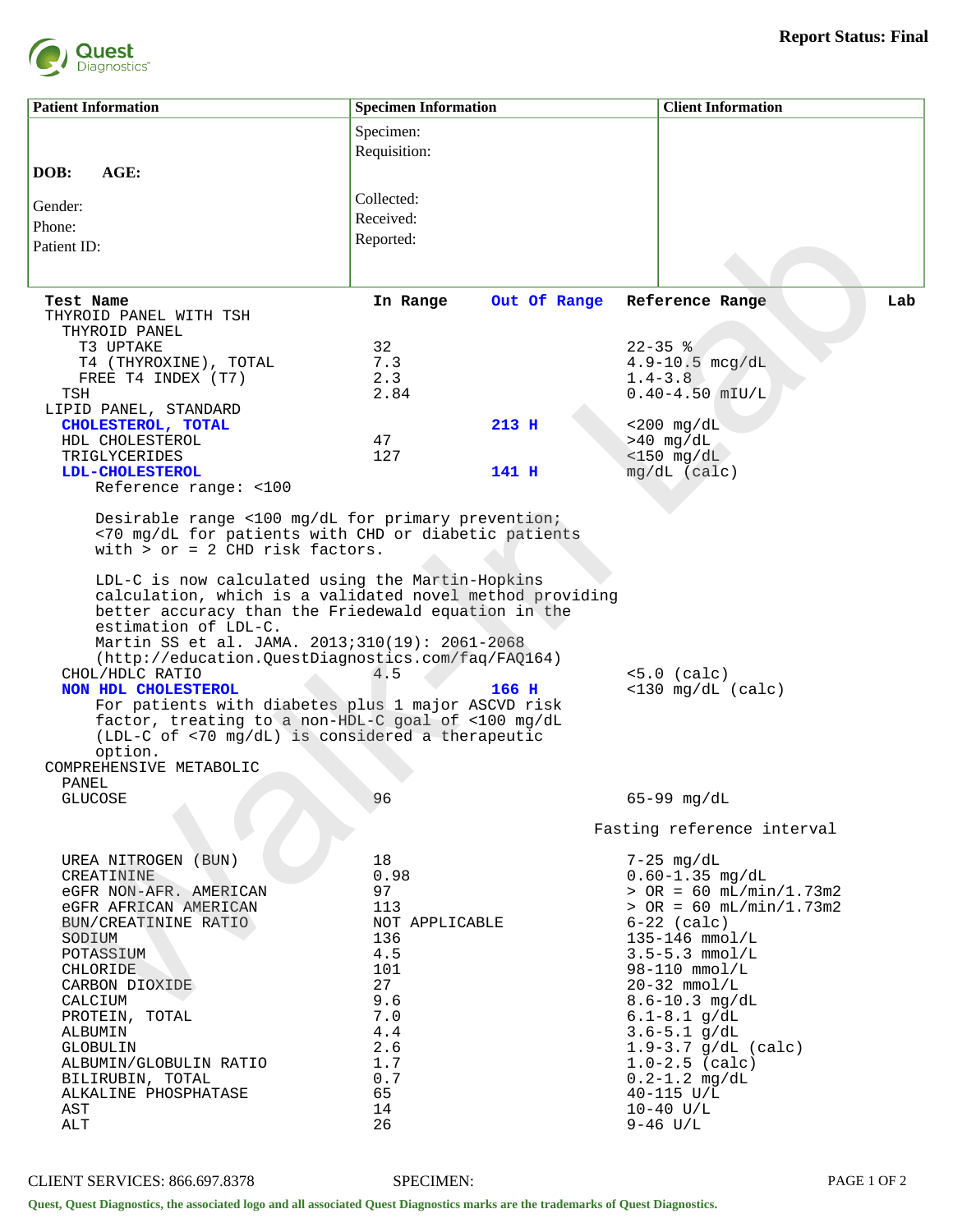**Report Status: Final**

Quest Diagnostics

| Patient Information | Specimen Information | Client Information |
|---|---|---|
| DOB: AGE: | Specimen: | |
| Gender: | Requisition: | |
| Phone: | Collected: | |
| Patient ID: | Received: | |
| | Reported: | |

| Test Name | In Range | Out Of Range | Reference Range | Lab |
|---|---|---|---|---|
| THYROID PANEL WITH TSH | | | | |
| THYROID PANEL | | | | |
| T3 UPTAKE | 32 | | 22-35 % | |
| T4 (THYROXINE), TOTAL | 7.3 | | 4.9-10.5 mcg/dL | |
| FREE T4 INDEX (T7) | 2.3 | | 1.4-3.8 | |
| TSH | 2.84 | | 0.40-4.50 mIU/L | |
| LIPID PANEL, STANDARD | | | | |
| **CHOLESTEROL, TOTAL** | | **213 H** | <200 mg/dL | |
| HDL CHOLESTEROL | 47 | | >40 mg/dL | |
| TRIGLYCERIDES | 127 | | <150 mg/dL | |
| **LDL-CHOLESTEROL** | | **141 H** | mg/dL (calc) | |

Reference range: <100

Desirable range <100 mg/dL for primary prevention; <70 mg/dL for patients with CHD or diabetic patients with > or = 2 CHD risk factors.

LDL-C is now calculated using the Martin-Hopkins calculation, which is a validated novel method providing better accuracy than the Friedewald equation in the estimation of LDL-C.
Martin SS et al. JAMA. 2013;310(19): 2061-2068
(http://education.QuestDiagnostics.com/faq/FAQ164)

| Test Name | In Range | Out Of Range | Reference Range | Lab |
|---|---|---|---|---|
| CHOL/HDLC RATIO | 4.5 | | <5.0 (calc) | |
| **NON HDL CHOLESTEROL** | | **166 H** | <130 mg/dL (calc) | |

For patients with diabetes plus 1 major ASCVD risk factor, treating to a non-HDL-C goal of <100 mg/dL (LDL-C of <70 mg/dL) is considered a therapeutic option.

| Test Name | In Range | Out Of Range | Reference Range | Lab |
|---|---|---|---|---|
| COMPREHENSIVE METABOLIC PANEL | | | | |
| GLUCOSE | 96 | | 65-99 mg/dL<br>Fasting reference interval | |
| UREA NITROGEN (BUN) | 18 | | 7-25 mg/dL | |
| CREATININE | 0.98 | | 0.60-1.35 mg/dL | |
| eGFR NON-AFR. AMERICAN | 97 | | > OR = 60 mL/min/1.73m2 | |
| eGFR AFRICAN AMERICAN | 113 | | > OR = 60 mL/min/1.73m2 | |
| BUN/CREATININE RATIO | NOT APPLICABLE | | 6-22 (calc) | |
| SODIUM | 136 | | 135-146 mmol/L | |
| POTASSIUM | 4.5 | | 3.5-5.3 mmol/L | |
| CHLORIDE | 101 | | 98-110 mmol/L | |
| CARBON DIOXIDE | 27 | | 20-32 mmol/L | |
| CALCIUM | 9.6 | | 8.6-10.3 mg/dL | |
| PROTEIN, TOTAL | 7.0 | | 6.1-8.1 g/dL | |
| ALBUMIN | 4.4 | | 3.6-5.1 g/dL | |
| GLOBULIN | 2.6 | | 1.9-3.7 g/dL (calc) | |
| ALBUMIN/GLOBULIN RATIO | 1.7 | | 1.0-2.5 (calc) | |
| BILIRUBIN, TOTAL | 0.7 | | 0.2-1.2 mg/dL | |
| ALKALINE PHOSPHATASE | 65 | | 40-115 U/L | |
| AST | 14 | | 10-40 U/L | |
| ALT | 26 | | 9-46 U/L | |

CLIENT SERVICES: 866.697.8378    SPECIMEN:

Quest, Quest Diagnostics, the associated logo and all associated Quest Diagnostics marks are the trademarks of Quest Diagnostics.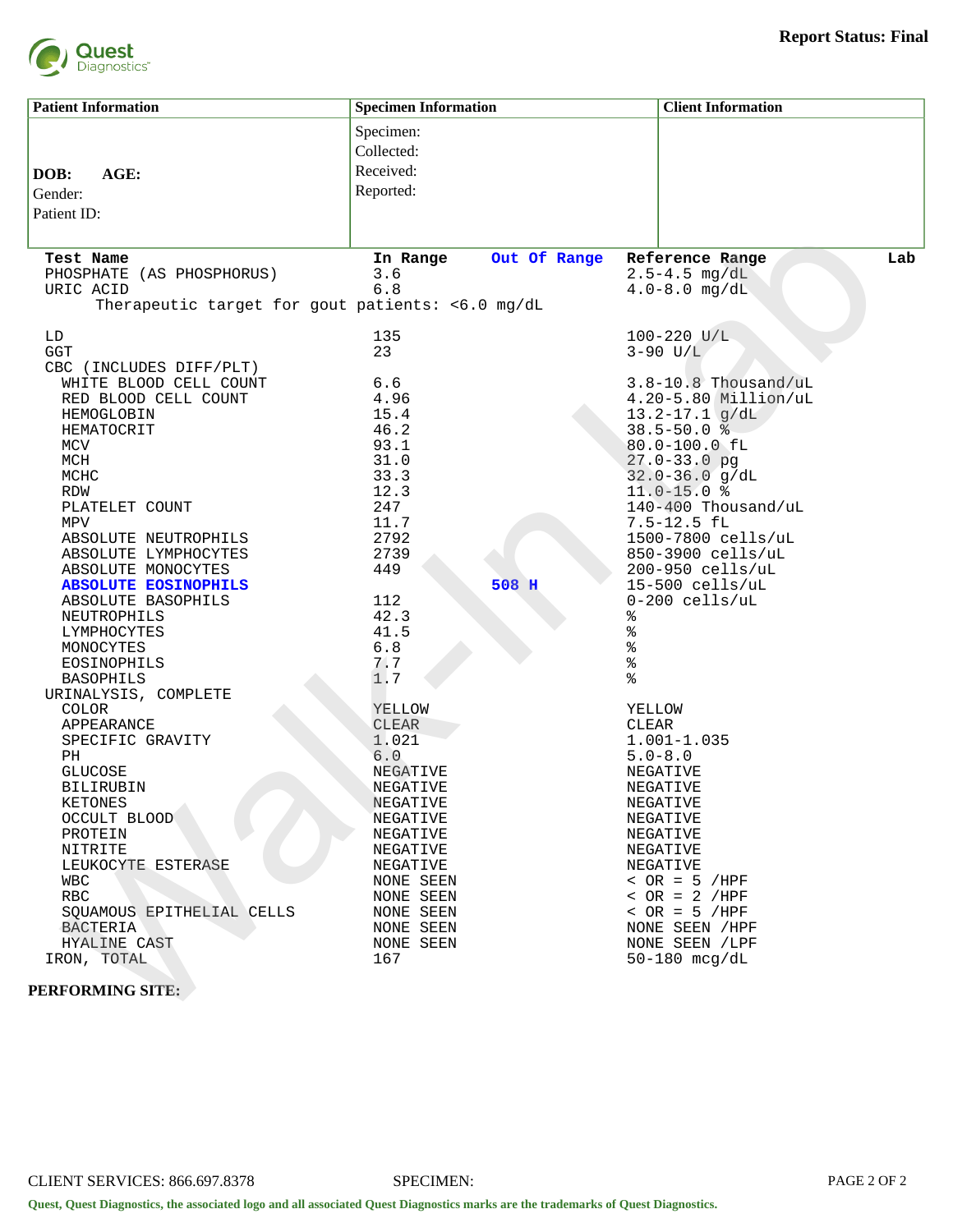**Report Status: Final**

| Patient Information | Specimen Information | Client Information |
|---|---|---|
| **DOB:** **AGE:** <br> Gender: <br> Patient ID: | Specimen: <br> Collected: <br> Received: <br> Reported: | |

| Test Name | In Range | Out Of Range | Reference Range | Lab |
|---|---|---|---|---|
| PHOSPHATE (AS PHOSPHORUS) | 3.6 | | 2.5-4.5 mg/dL | |
| URIC ACID | 6.8 | | 4.0-8.0 mg/dL | |
| Therapeutic target for gout patients: <6.0 mg/dL | | | | |
| LD | 135 | | 100-220 U/L | |
| GGT | 23 | | 3-90 U/L | |
| CBC (INCLUDES DIFF/PLT) | | | | |
| WHITE BLOOD CELL COUNT | 6.6 | | 3.8-10.8 Thousand/uL | |
| RED BLOOD CELL COUNT | 4.96 | | 4.20-5.80 Million/uL | |
| HEMOGLOBIN | 15.4 | | 13.2-17.1 g/dL | |
| HEMATOCRIT | 46.2 | | 38.5-50.0 % | |
| MCV | 93.1 | | 80.0-100.0 fL | |
| MCH | 31.0 | | 27.0-33.0 pg | |
| MCHC | 33.3 | | 32.0-36.0 g/dL | |
| RDW | 12.3 | | 11.0-15.0 % | |
| PLATELET COUNT | 247 | | 140-400 Thousand/uL | |
| MPV | 11.7 | | 7.5-12.5 fL | |
| ABSOLUTE NEUTROPHILS | 2792 | | 1500-7800 cells/uL | |
| ABSOLUTE LYMPHOCYTES | 2739 | | 850-3900 cells/uL | |
| ABSOLUTE MONOCYTES | 449 | | 200-950 cells/uL | |
| **ABSOLUTE EOSINOPHILS** | | **508 H** | 15-500 cells/uL | |
| ABSOLUTE BASOPHILS | 112 | | 0-200 cells/uL | |
| NEUTROPHILS | 42.3 | | % | |
| LYMPHOCYTES | 41.5 | | % | |
| MONOCYTES | 6.8 | | % | |
| EOSINOPHILS | 7.7 | | % | |
| BASOPHILS | 1.7 | | % | |
| URINALYSIS, COMPLETE | | | | |
| COLOR | YELLOW | | YELLOW | |
| APPEARANCE | CLEAR | | CLEAR | |
| SPECIFIC GRAVITY | 1.021 | | 1.001-1.035 | |
| PH | 6.0 | | 5.0-8.0 | |
| GLUCOSE | NEGATIVE | | NEGATIVE | |
| BILIRUBIN | NEGATIVE | | NEGATIVE | |
| KETONES | NEGATIVE | | NEGATIVE | |
| OCCULT BLOOD | NEGATIVE | | NEGATIVE | |
| PROTEIN | NEGATIVE | | NEGATIVE | |
| NITRITE | NEGATIVE | | NEGATIVE | |
| LEUKOCYTE ESTERASE | NEGATIVE | | NEGATIVE | |
| WBC | NONE SEEN | | < OR = 5 /HPF | |
| RBC | NONE SEEN | | < OR = 2 /HPF | |
| SQUAMOUS EPITHELIAL CELLS | NONE SEEN | | < OR = 5 /HPF | |
| BACTERIA | NONE SEEN | | NONE SEEN /HPF | |
| HYALINE CAST | NONE SEEN | | NONE SEEN /LPF | |
| IRON, TOTAL | 167 | | 50-180 mcg/dL | |

**PERFORMING SITE:**

CLIENT SERVICES: 866.697.8378 SPECIMEN:

**Quest, Quest Diagnostics, the associated logo and all associated Quest Diagnostics marks are the trademarks of Quest Diagnostics.**